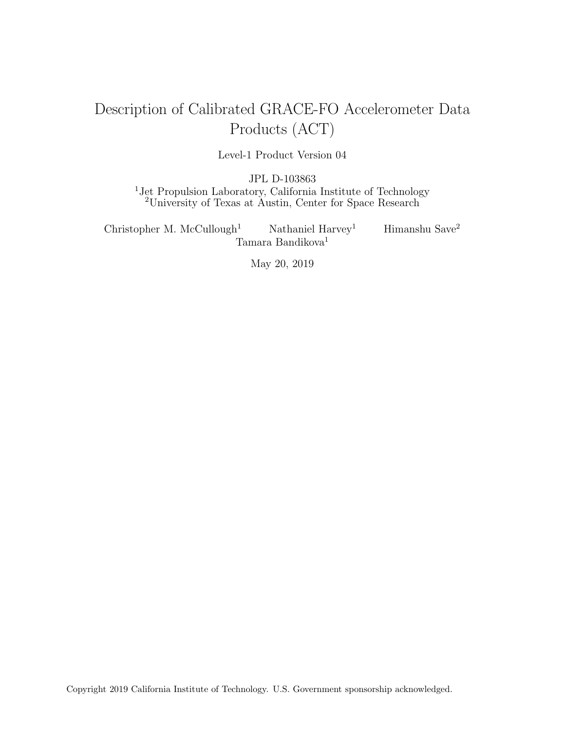# Description of Calibrated GRACE-FO Accelerometer Data Products (ACT)

Level-1 Product Version 04

JPL D-103863

[1]Jet Propulsion Laboratory, California Institute of Technology
[2]University of Texas at Austin, Center for Space Research

Christopher M. McCullough[1] Nathaniel Harvey[1] Himanshu Save[2]
Tamara Bandikova[1]

May 20, 2019

Copyright 2019 California Institute of Technology. U.S. Government sponsorship acknowledged.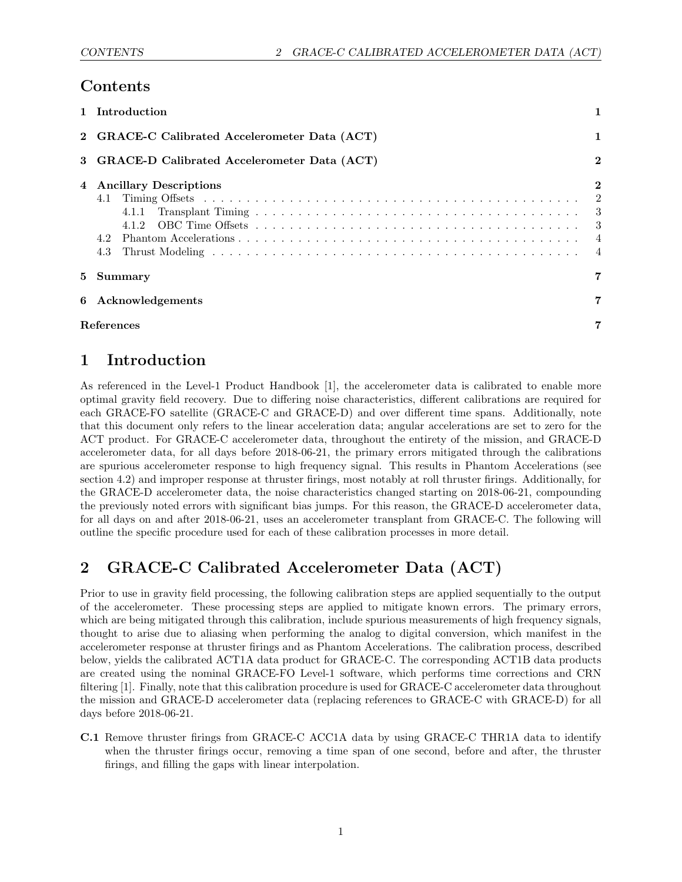# Contents

| | |
|---|---|
| **1 Introduction** | **1** |
| **2 GRACE-C Calibrated Accelerometer Data (ACT)** | **1** |
| **3 GRACE-D Calibrated Accelerometer Data (ACT)** | **2** |
| **4 Ancillary Descriptions** | **2** |
| 4.1 Timing Offsets | 2 |
| 4.1.1 Transplant Timing | 3 |
| 4.1.2 OBC Time Offsets | 3 |
| 4.2 Phantom Accelerations | 4 |
| 4.3 Thrust Modeling | 4 |
| **5 Summary** | **7** |
| **6 Acknowledgements** | **7** |
| **References** | **7** |

# 1 Introduction

As referenced in the Level-1 Product Handbook [1], the accelerometer data is calibrated to enable more optimal gravity field recovery. Due to differing noise characteristics, different calibrations are required for each GRACE-FO satellite (GRACE-C and GRACE-D) and over different time spans. Additionally, note that this document only refers to the linear acceleration data; angular accelerations are set to zero for the ACT product. For GRACE-C accelerometer data, throughout the entirety of the mission, and GRACE-D accelerometer data, for all days before 2018-06-21, the primary errors mitigated through the calibrations are spurious accelerometer response to high frequency signal. This results in Phantom Accelerations (see section 4.2) and improper response at thruster firings, most notably at roll thruster firings. Additionally, for the GRACE-D accelerometer data, the noise characteristics changed starting on 2018-06-21, compounding the previously noted errors with significant bias jumps. For this reason, the GRACE-D accelerometer data, for all days on and after 2018-06-21, uses an accelerometer transplant from GRACE-C. The following will outline the specific procedure used for each of these calibration processes in more detail.

# 2 GRACE-C Calibrated Accelerometer Data (ACT)

Prior to use in gravity field processing, the following calibration steps are applied sequentially to the output of the accelerometer. These processing steps are applied to mitigate known errors. The primary errors, which are being mitigated through this calibration, include spurious measurements of high frequency signals, thought to arise due to aliasing when performing the analog to digital conversion, which manifest in the accelerometer response at thruster firings and as Phantom Accelerations. The calibration process, described below, yields the calibrated ACT1A data product for GRACE-C. The corresponding ACT1B data products are created using the nominal GRACE-FO Level-1 software, which performs time corrections and CRN filtering [1]. Finally, note that this calibration procedure is used for GRACE-C accelerometer data throughout the mission and GRACE-D accelerometer data (replacing references to GRACE-C with GRACE-D) for all days before 2018-06-21.

**C.1** Remove thruster firings from GRACE-C ACC1A data by using GRACE-C THR1A data to identify when the thruster firings occur, removing a time span of one second, before and after, the thruster firings, and filling the gaps with linear interpolation.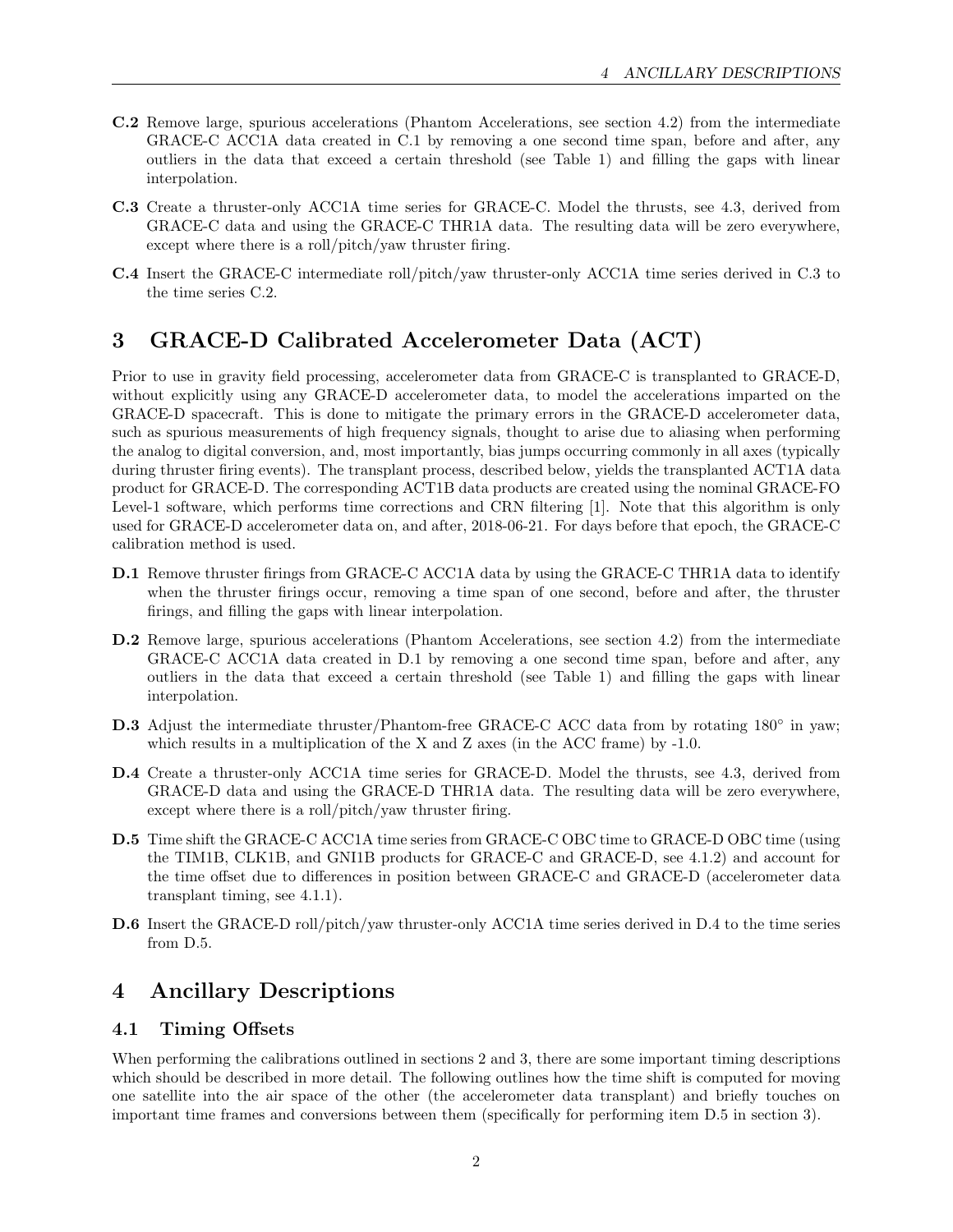**C.2** Remove large, spurious accelerations (Phantom Accelerations, see section 4.2) from the intermediate GRACE-C ACC1A data created in C.1 by removing a one second time span, before and after, any outliers in the data that exceed a certain threshold (see Table 1) and filling the gaps with linear interpolation.

**C.3** Create a thruster-only ACC1A time series for GRACE-C. Model the thrusts, see 4.3, derived from GRACE-C data and using the GRACE-C THR1A data. The resulting data will be zero everywhere, except where there is a roll/pitch/yaw thruster firing.

**C.4** Insert the GRACE-C intermediate roll/pitch/yaw thruster-only ACC1A time series derived in C.3 to the time series C.2.

## 3 GRACE-D Calibrated Accelerometer Data (ACT)

Prior to use in gravity field processing, accelerometer data from GRACE-C is transplanted to GRACE-D, without explicitly using any GRACE-D accelerometer data, to model the accelerations imparted on the GRACE-D spacecraft. This is done to mitigate the primary errors in the GRACE-D accelerometer data, such as spurious measurements of high frequency signals, thought to arise due to aliasing when performing the analog to digital conversion, and, most importantly, bias jumps occurring commonly in all axes (typically during thruster firing events). The transplant process, described below, yields the transplanted ACT1A data product for GRACE-D. The corresponding ACT1B data products are created using the nominal GRACE-FO Level-1 software, which performs time corrections and CRN filtering [1]. Note that this algorithm is only used for GRACE-D accelerometer data on, and after, 2018-06-21. For days before that epoch, the GRACE-C calibration method is used.

**D.1** Remove thruster firings from GRACE-C ACC1A data by using the GRACE-C THR1A data to identify when the thruster firings occur, removing a time span of one second, before and after, the thruster firings, and filling the gaps with linear interpolation.

**D.2** Remove large, spurious accelerations (Phantom Accelerations, see section 4.2) from the intermediate GRACE-C ACC1A data created in D.1 by removing a one second time span, before and after, any outliers in the data that exceed a certain threshold (see Table 1) and filling the gaps with linear interpolation.

**D.3** Adjust the intermediate thruster/Phantom-free GRACE-C ACC data from by rotating 180° in yaw; which results in a multiplication of the X and Z axes (in the ACC frame) by -1.0.

**D.4** Create a thruster-only ACC1A time series for GRACE-D. Model the thrusts, see 4.3, derived from GRACE-D data and using the GRACE-D THR1A data. The resulting data will be zero everywhere, except where there is a roll/pitch/yaw thruster firing.

**D.5** Time shift the GRACE-C ACC1A time series from GRACE-C OBC time to GRACE-D OBC time (using the TIM1B, CLK1B, and GNI1B products for GRACE-C and GRACE-D, see 4.1.2) and account for the time offset due to differences in position between GRACE-C and GRACE-D (accelerometer data transplant timing, see 4.1.1).

**D.6** Insert the GRACE-D roll/pitch/yaw thruster-only ACC1A time series derived in D.4 to the time series from D.5.

## 4 Ancillary Descriptions

### 4.1 Timing Offsets

When performing the calibrations outlined in sections 2 and 3, there are some important timing descriptions which should be described in more detail. The following outlines how the time shift is computed for moving one satellite into the air space of the other (the accelerometer data transplant) and briefly touches on important time frames and conversions between them (specifically for performing item D.5 in section 3).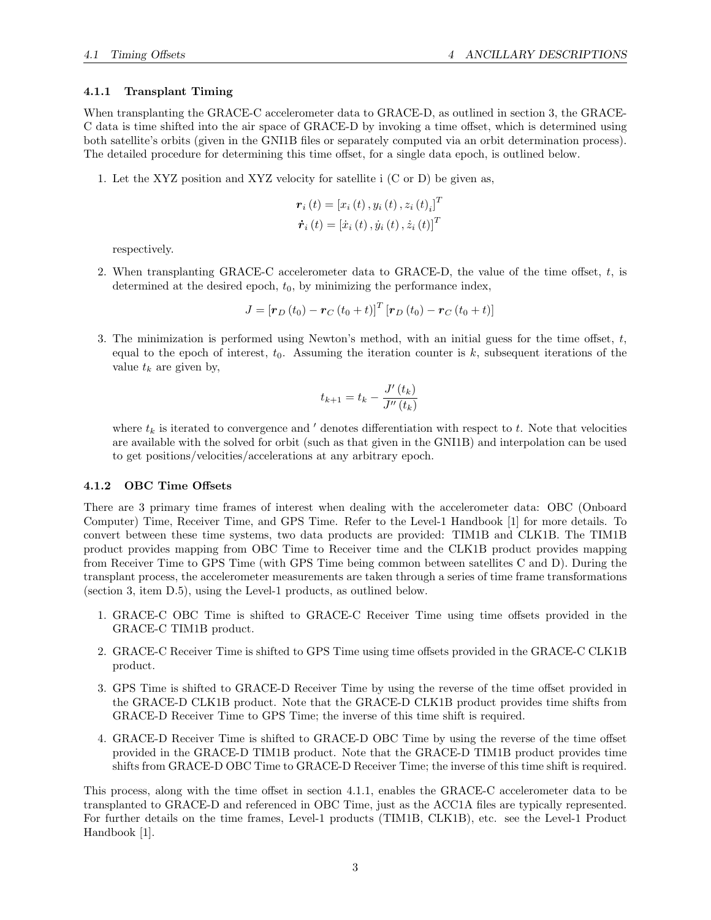### 4.1.1 Transplant Timing

When transplanting the GRACE-C accelerometer data to GRACE-D, as outlined in section 3, the GRACE-C data is time shifted into the air space of GRACE-D by invoking a time offset, which is determined using both satellite's orbits (given in the GNI1B files or separately computed via an orbit determination process). The detailed procedure for determining this time offset, for a single data epoch, is outlined below.

1. Let the XYZ position and XYZ velocity for satellite i (C or D) be given as,

$$\boldsymbol{r}_i(t) = [x_i(t), y_i(t), z_i(t)_i]^T$$
$$\dot{\boldsymbol{r}}_i(t) = [\dot{x}_i(t), \dot{y}_i(t), \dot{z}_i(t)]^T$$

   respectively.

2. When transplanting GRACE-C accelerometer data to GRACE-D, the value of the time offset, $t$, is determined at the desired epoch, $t_0$, by minimizing the performance index,

$$J = [\boldsymbol{r}_D(t_0) - \boldsymbol{r}_C(t_0 + t)]^T [\boldsymbol{r}_D(t_0) - \boldsymbol{r}_C(t_0 + t)]$$

3. The minimization is performed using Newton's method, with an initial guess for the time offset, $t$, equal to the epoch of interest, $t_0$. Assuming the iteration counter is $k$, subsequent iterations of the value $t_k$ are given by,

$$t_{k+1} = t_k - \frac{J'(t_k)}{J''(t_k)}$$

   where $t_k$ is iterated to convergence and $'$ denotes differentiation with respect to $t$. Note that velocities are available with the solved for orbit (such as that given in the GNI1B) and interpolation can be used to get positions/velocities/accelerations at any arbitrary epoch.

### 4.1.2 OBC Time Offsets

There are 3 primary time frames of interest when dealing with the accelerometer data: OBC (Onboard Computer) Time, Receiver Time, and GPS Time. Refer to the Level-1 Handbook [1] for more details. To convert between these time systems, two data products are provided: TIM1B and CLK1B. The TIM1B product provides mapping from OBC Time to Receiver time and the CLK1B product provides mapping from Receiver Time to GPS Time (with GPS Time being common between satellites C and D). During the transplant process, the accelerometer measurements are taken through a series of time frame transformations (section 3, item D.5), using the Level-1 products, as outlined below.

1. GRACE-C OBC Time is shifted to GRACE-C Receiver Time using time offsets provided in the GRACE-C TIM1B product.
2. GRACE-C Receiver Time is shifted to GPS Time using time offsets provided in the GRACE-C CLK1B product.
3. GPS Time is shifted to GRACE-D Receiver Time by using the reverse of the time offset provided in the GRACE-D CLK1B product. Note that the GRACE-D CLK1B product provides time shifts from GRACE-D Receiver Time to GPS Time; the inverse of this time shift is required.
4. GRACE-D Receiver Time is shifted to GRACE-D OBC Time by using the reverse of the time offset provided in the GRACE-D TIM1B product. Note that the GRACE-D TIM1B product provides time shifts from GRACE-D OBC Time to GRACE-D Receiver Time; the inverse of this time shift is required.

This process, along with the time offset in section 4.1.1, enables the GRACE-C accelerometer data to be transplanted to GRACE-D and referenced in OBC Time, just as the ACC1A files are typically represented. For further details on the time frames, Level-1 products (TIM1B, CLK1B), etc. see the Level-1 Product Handbook [1].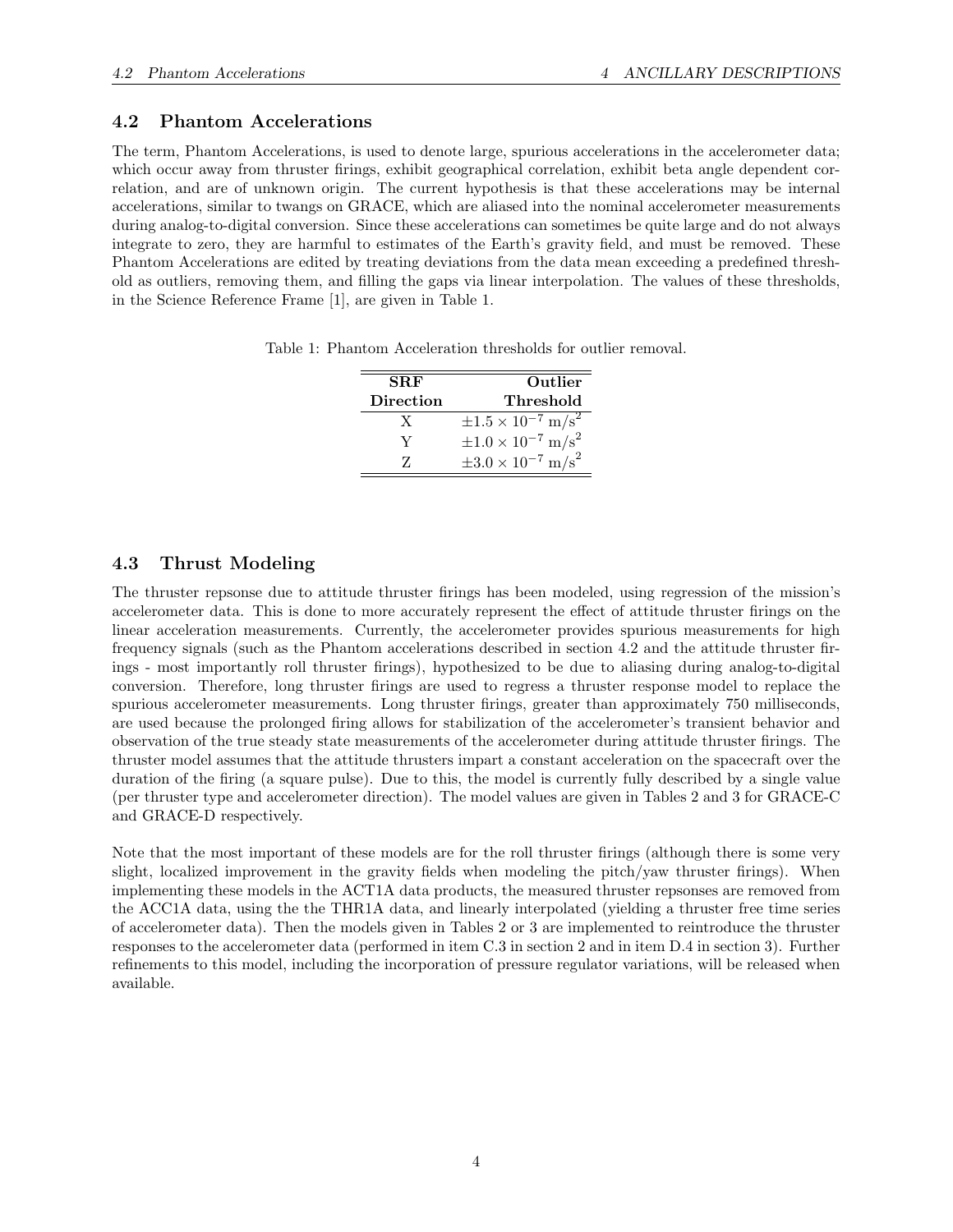## 4.2 Phantom Accelerations

The term, Phantom Accelerations, is used to denote large, spurious accelerations in the accelerometer data; which occur away from thruster firings, exhibit geographical correlation, exhibit beta angle dependent correlation, and are of unknown origin. The current hypothesis is that these accelerations may be internal accelerations, similar to twangs on GRACE, which are aliased into the nominal accelerometer measurements during analog-to-digital conversion. Since these accelerations can sometimes be quite large and do not always integrate to zero, they are harmful to estimates of the Earth's gravity field, and must be removed. These Phantom Accelerations are edited by treating deviations from the data mean exceeding a predefined threshold as outliers, removing them, and filling the gaps via linear interpolation. The values of these thresholds, in the Science Reference Frame [1], are given in Table 1.

Table 1: Phantom Acceleration thresholds for outlier removal.

| SRF Direction | Outlier Threshold |
|---|---|
| X | $\pm 1.5 \times 10^{-7}$ m/s$^2$ |
| Y | $\pm 1.0 \times 10^{-7}$ m/s$^2$ |
| Z | $\pm 3.0 \times 10^{-7}$ m/s$^2$ |

## 4.3 Thrust Modeling

The thruster repsonse due to attitude thruster firings has been modeled, using regression of the mission's accelerometer data. This is done to more accurately represent the effect of attitude thruster firings on the linear acceleration measurements. Currently, the accelerometer provides spurious measurements for high frequency signals (such as the Phantom accelerations described in section 4.2 and the attitude thruster firings - most importantly roll thruster firings), hypothesized to be due to aliasing during analog-to-digital conversion. Therefore, long thruster firings are used to regress a thruster response model to replace the spurious accelerometer measurements. Long thruster firings, greater than approximately 750 milliseconds, are used because the prolonged firing allows for stabilization of the accelerometer's transient behavior and observation of the true steady state measurements of the accelerometer during attitude thruster firings. The thruster model assumes that the attitude thrusters impart a constant acceleration on the spacecraft over the duration of the firing (a square pulse). Due to this, the model is currently fully described by a single value (per thruster type and accelerometer direction). The model values are given in Tables 2 and 3 for GRACE-C and GRACE-D respectively.

Note that the most important of these models are for the roll thruster firings (although there is some very slight, localized improvement in the gravity fields when modeling the pitch/yaw thruster firings). When implementing these models in the ACT1A data products, the measured thruster repsonses are removed from the ACC1A data, using the the THR1A data, and linearly interpolated (yielding a thruster free time series of accelerometer data). Then the models given in Tables 2 or 3 are implemented to reintroduce the thruster responses to the accelerometer data (performed in item C.3 in section 2 and in item D.4 in section 3). Further refinements to this model, including the incorporation of pressure regulator variations, will be released when available.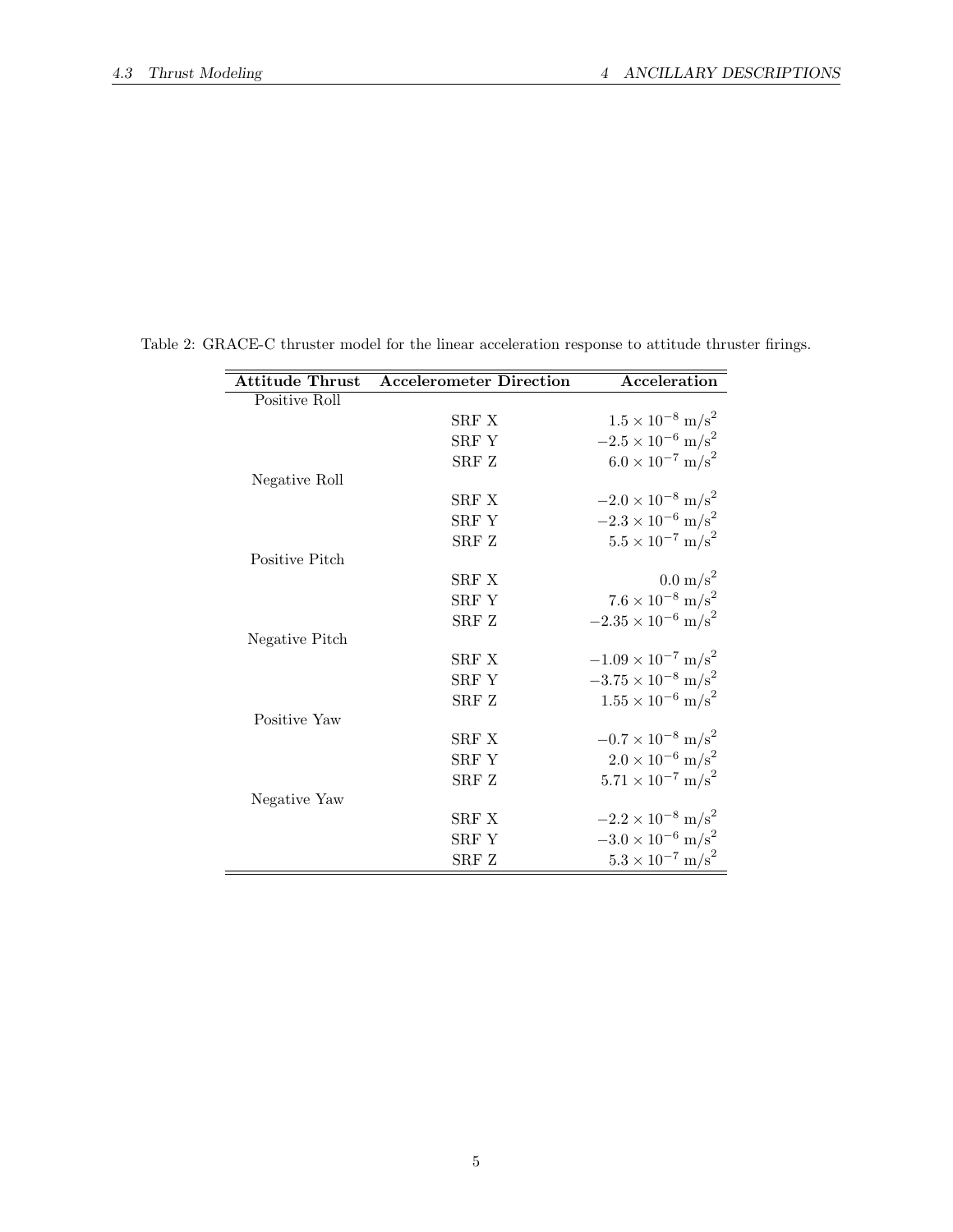Table 2: GRACE-C thruster model for the linear acceleration response to attitude thruster firings.

| Attitude Thrust | Accelerometer Direction | Acceleration |
|---|---|---|
| Positive Roll | | |
| | SRF X | $1.5 \times 10^{-8}$ m/s$^2$ |
| | SRF Y | $-2.5 \times 10^{-6}$ m/s$^2$ |
| | SRF Z | $6.0 \times 10^{-7}$ m/s$^2$ |
| Negative Roll | | |
| | SRF X | $-2.0 \times 10^{-8}$ m/s$^2$ |
| | SRF Y | $-2.3 \times 10^{-6}$ m/s$^2$ |
| | SRF Z | $5.5 \times 10^{-7}$ m/s$^2$ |
| Positive Pitch | | |
| | SRF X | $0.0$ m/s$^2$ |
| | SRF Y | $7.6 \times 10^{-8}$ m/s$^2$ |
| | SRF Z | $-2.35 \times 10^{-6}$ m/s$^2$ |
| Negative Pitch | | |
| | SRF X | $-1.09 \times 10^{-7}$ m/s$^2$ |
| | SRF Y | $-3.75 \times 10^{-8}$ m/s$^2$ |
| | SRF Z | $1.55 \times 10^{-6}$ m/s$^2$ |
| Positive Yaw | | |
| | SRF X | $-0.7 \times 10^{-8}$ m/s$^2$ |
| | SRF Y | $2.0 \times 10^{-6}$ m/s$^2$ |
| | SRF Z | $5.71 \times 10^{-7}$ m/s$^2$ |
| Negative Yaw | | |
| | SRF X | $-2.2 \times 10^{-8}$ m/s$^2$ |
| | SRF Y | $-3.0 \times 10^{-6}$ m/s$^2$ |
| | SRF Z | $5.3 \times 10^{-7}$ m/s$^2$ |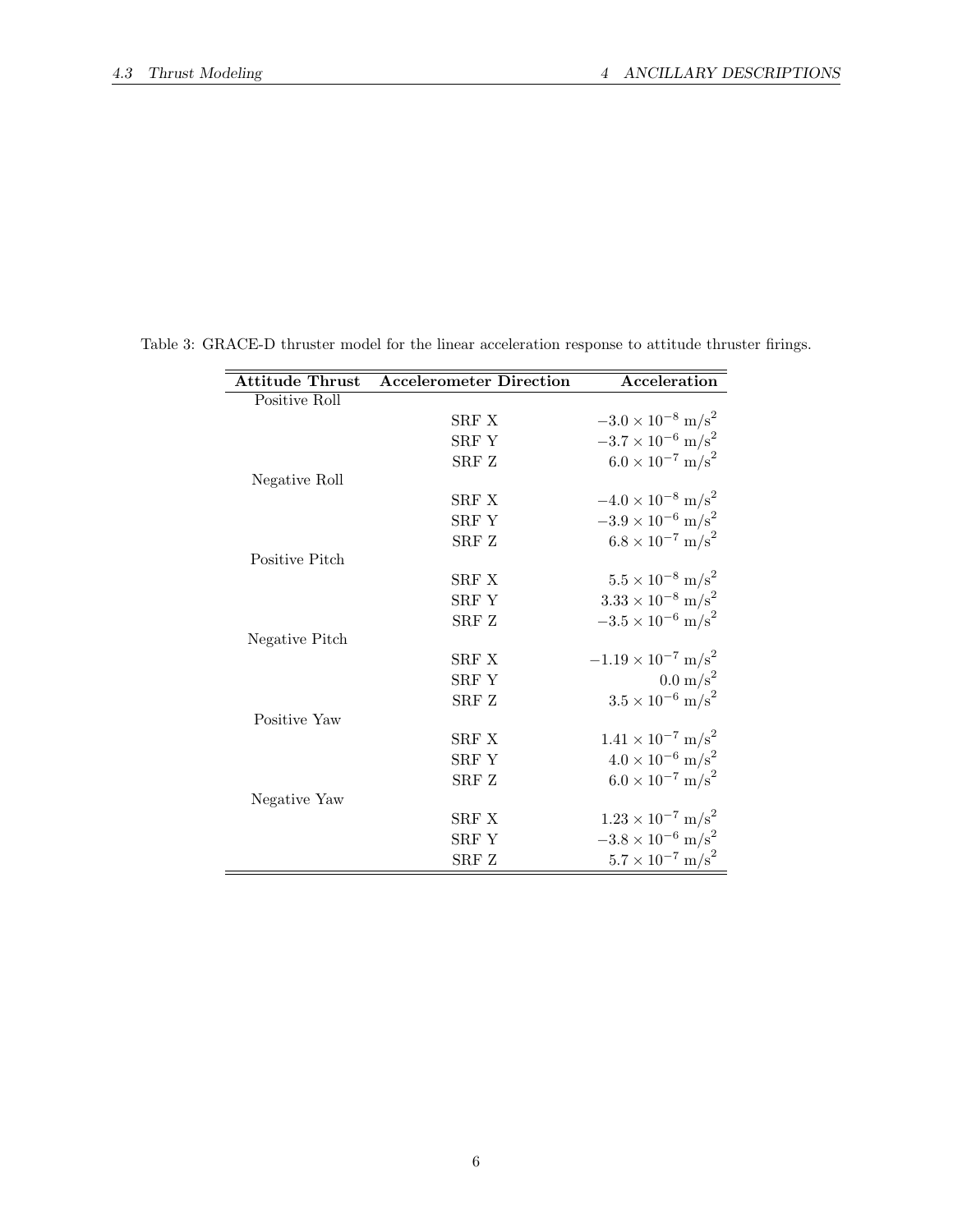Table 3: GRACE-D thruster model for the linear acceleration response to attitude thruster firings.

| Attitude Thrust | Accelerometer Direction | Acceleration |
|---|---|---|
| Positive Roll | | |
| | SRF X | $-3.0 \times 10^{-8}$ m/s$^2$ |
| | SRF Y | $-3.7 \times 10^{-6}$ m/s$^2$ |
| | SRF Z | $6.0 \times 10^{-7}$ m/s$^2$ |
| Negative Roll | | |
| | SRF X | $-4.0 \times 10^{-8}$ m/s$^2$ |
| | SRF Y | $-3.9 \times 10^{-6}$ m/s$^2$ |
| | SRF Z | $6.8 \times 10^{-7}$ m/s$^2$ |
| Positive Pitch | | |
| | SRF X | $5.5 \times 10^{-8}$ m/s$^2$ |
| | SRF Y | $3.33 \times 10^{-8}$ m/s$^2$ |
| | SRF Z | $-3.5 \times 10^{-6}$ m/s$^2$ |
| Negative Pitch | | |
| | SRF X | $-1.19 \times 10^{-7}$ m/s$^2$ |
| | SRF Y | $0.0$ m/s$^2$ |
| | SRF Z | $3.5 \times 10^{-6}$ m/s$^2$ |
| Positive Yaw | | |
| | SRF X | $1.41 \times 10^{-7}$ m/s$^2$ |
| | SRF Y | $4.0 \times 10^{-6}$ m/s$^2$ |
| | SRF Z | $6.0 \times 10^{-7}$ m/s$^2$ |
| Negative Yaw | | |
| | SRF X | $1.23 \times 10^{-7}$ m/s$^2$ |
| | SRF Y | $-3.8 \times 10^{-6}$ m/s$^2$ |
| | SRF Z | $5.7 \times 10^{-7}$ m/s$^2$ |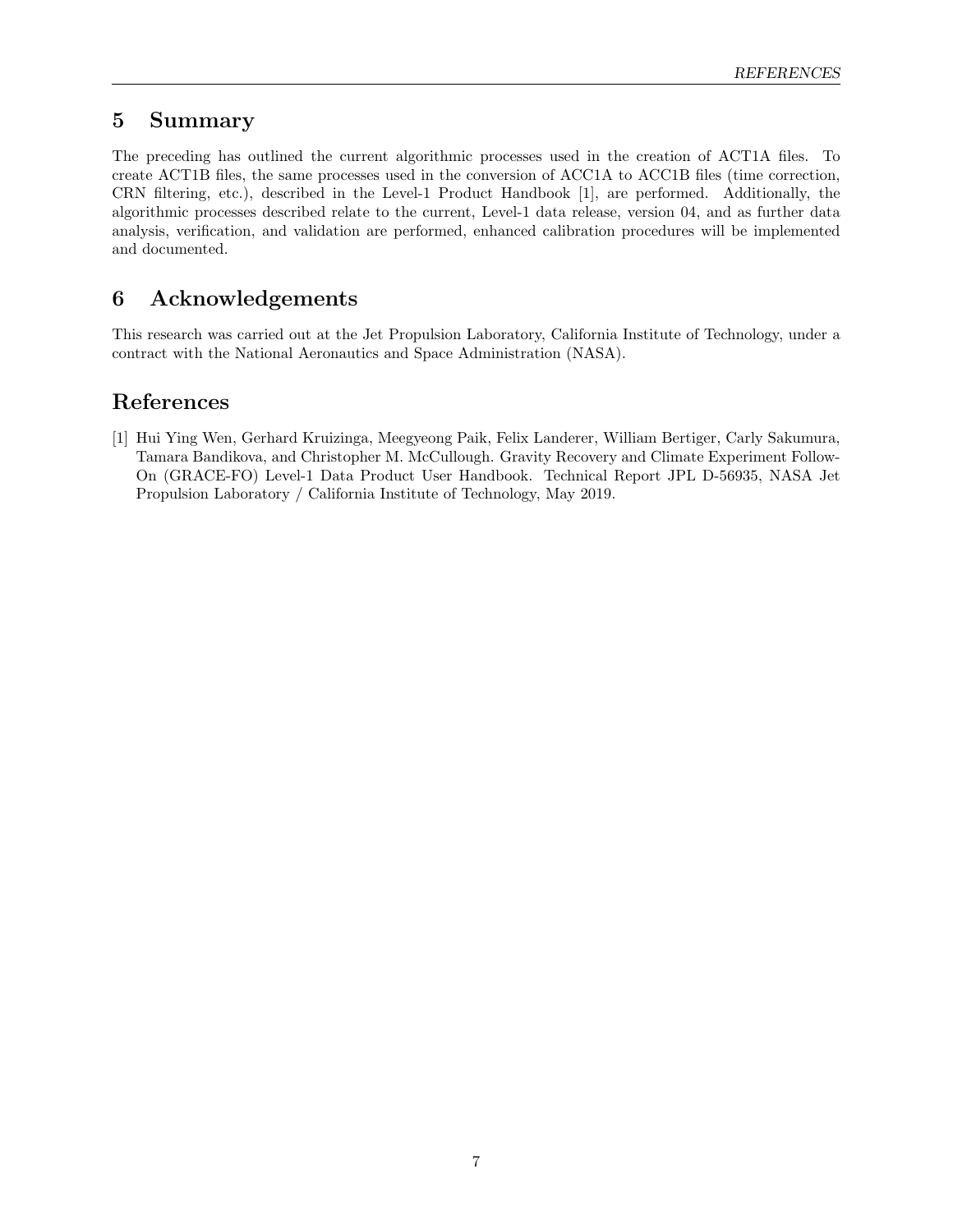## 5 Summary

The preceding has outlined the current algorithmic processes used in the creation of ACT1A files. To create ACT1B files, the same processes used in the conversion of ACC1A to ACC1B files (time correction, CRN filtering, etc.), described in the Level-1 Product Handbook [1], are performed. Additionally, the algorithmic processes described relate to the current, Level-1 data release, version 04, and as further data analysis, verification, and validation are performed, enhanced calibration procedures will be implemented and documented.

## 6 Acknowledgements

This research was carried out at the Jet Propulsion Laboratory, California Institute of Technology, under a contract with the National Aeronautics and Space Administration (NASA).

## References

[1] Hui Ying Wen, Gerhard Kruizinga, Meegyeong Paik, Felix Landerer, William Bertiger, Carly Sakumura, Tamara Bandikova, and Christopher M. McCullough. Gravity Recovery and Climate Experiment Follow-On (GRACE-FO) Level-1 Data Product User Handbook. Technical Report JPL D-56935, NASA Jet Propulsion Laboratory / California Institute of Technology, May 2019.